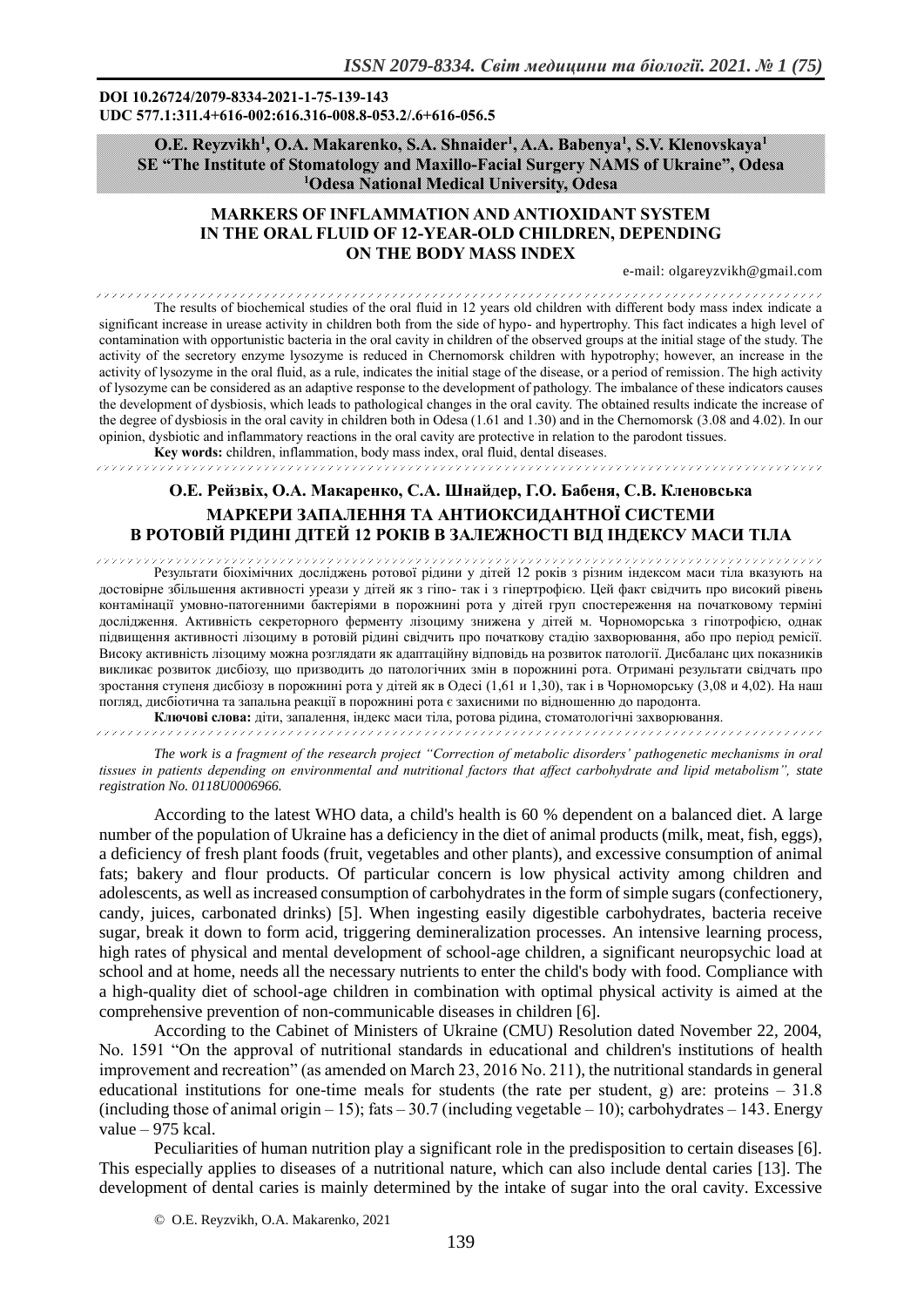**DOI 10.26724/2079-8334-2021-1-75-139-143**
**UDC 577.1:311.4+616-002:616.316-008.8-053.2/.6+616-056.5**

**O.E. Reyzvikh[1], O.A. Makarenko, S.A. Shnaider[1], A.A. Babenya[1], S.V. Klenovskaya[1]**
**SE "The Institute of Stomatology and Maxillo-Facial Surgery NAMS of Ukraine", Odesa**
**[1]Odesa National Medical University, Odesa**

# MARKERS OF INFLAMMATION AND ANTIOXIDANT SYSTEM IN THE ORAL FLUID OF 12-YEAR-OLD CHILDREN, DEPENDING ON THE BODY MASS INDEX

e-mail: olgareyzvikh@gmail.com

The results of biochemical studies of the oral fluid in 12 years old children with different body mass index indicate a significant increase in urease activity in children both from the side of hypo- and hypertrophy. This fact indicates a high level of contamination with opportunistic bacteria in the oral cavity in children of the observed groups at the initial stage of the study. The activity of the secretory enzyme lysozyme is reduced in Chernomorsk children with hypotrophy; however, an increase in the activity of lysozyme in the oral fluid, as a rule, indicates the initial stage of the disease, or a period of remission. The high activity of lysozyme can be considered as an adaptive response to the development of pathology. The imbalance of these indicators causes the development of dysbiosis, which leads to pathological changes in the oral cavity. The obtained results indicate the increase of the degree of dysbiosis in the oral cavity in children both in Odesa (1.61 and 1.30) and in the Chernomorsk (3.08 and 4.02). In our opinion, dysbiotic and inflammatory reactions in the oral cavity are protective in relation to the parodont tissues.

**Key words:** children, inflammation, body mass index, oral fluid, dental diseases.

**О.Е. Рейзвіх, О.А. Макаренко, С.А. Шнайдер, Г.О. Бабеня, С.В. Кленовська**

# МАРКЕРИ ЗАПАЛЕННЯ ТА АНТИОКСИДАНТНОЇ СИСТЕМИ В РОТОВІЙ РІДИНІ ДІТЕЙ 12 РОКІВ В ЗАЛЕЖНОСТІ ВІД ІНДЕКСУ МАСИ ТІЛА

Результати біохімічних досліджень ротової рідини у дітей 12 років з різним індексом маси тіла вказують на достовірне збільшення активності уреази у дітей як з гіпо- так і з гіпертрофією. Цей факт свідчить про високий рівень контамінації умовно-патогенними бактеріями в порожнині рота у дітей груп спостереження на початковому терміні дослідження. Активність секреторного ферменту лізоциму знижена у дітей м. Чорноморська з гіпотрофією, однак підвищення активності лізоциму в ротовій рідині свідчить про початкову стадію захворювання, або про період ремісії. Високу активність лізоциму можна розглядати як адаптаційну відповідь на розвиток патології. Дисбаланс цих показників викликає розвиток дисбіозу, що призводить до патологічних змін в порожнині рота. Отримані результати свідчать про зростання ступеня дисбіозу в порожнині рота у дітей як в Одесі (1,61 и 1,30), так і в Чорноморську (3,08 и 4,02). На наш погляд, дисбіотична та запальна реакції в порожнині рота є захисними по відношенню до пародонта.

**Ключові слова:** діти, запалення, індекс маси тіла, ротова рідина, стоматологічні захворювання.

*The work is a fragment of the research project "Correction of metabolic disorders' pathogenetic mechanisms in oral tissues in patients depending on environmental and nutritional factors that affect carbohydrate and lipid metabolism", state registration No. 0118U0006966.*

According to the latest WHO data, a child's health is 60 % dependent on a balanced diet. A large number of the population of Ukraine has a deficiency in the diet of animal products (milk, meat, fish, eggs), a deficiency of fresh plant foods (fruit, vegetables and other plants), and excessive consumption of animal fats; bakery and flour products. Of particular concern is low physical activity among children and adolescents, as well as increased consumption of carbohydrates in the form of simple sugars (confectionery, candy, juices, carbonated drinks) [5]. When ingesting easily digestible carbohydrates, bacteria receive sugar, break it down to form acid, triggering demineralization processes. An intensive learning process, high rates of physical and mental development of school-age children, a significant neuropsychic load at school and at home, needs all the necessary nutrients to enter the child's body with food. Compliance with a high-quality diet of school-age children in combination with optimal physical activity is aimed at the comprehensive prevention of non-communicable diseases in children [6].

According to the Cabinet of Ministers of Ukraine (CMU) Resolution dated November 22, 2004, No. 1591 "On the approval of nutritional standards in educational and children's institutions of health improvement and recreation" (as amended on March 23, 2016 No. 211), the nutritional standards in general educational institutions for one-time meals for students (the rate per student, g) are: proteins – 31.8 (including those of animal origin – 15); fats – 30.7 (including vegetable – 10); carbohydrates – 143. Energy value – 975 kcal.

Peculiarities of human nutrition play a significant role in the predisposition to certain diseases [6]. This especially applies to diseases of a nutritional nature, which can also include dental caries [13]. The development of dental caries is mainly determined by the intake of sugar into the oral cavity. Excessive

© O.E. Reyzvikh, O.A. Makarenko, 2021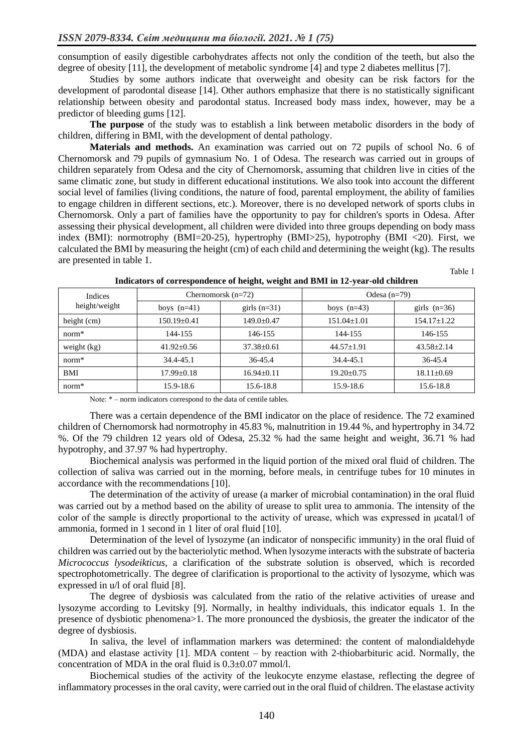consumption of easily digestible carbohydrates affects not only the condition of the teeth, but also the degree of obesity [11], the development of metabolic syndrome [4] and type 2 diabetes mellitus [7].

Studies by some authors indicate that overweight and obesity can be risk factors for the development of parodontal disease [14]. Other authors emphasize that there is no statistically significant relationship between obesity and parodontal status. Increased body mass index, however, may be a predictor of bleeding gums [12].

**The purpose** of the study was to establish a link between metabolic disorders in the body of children, differing in BMI, with the development of dental pathology.

**Materials and methods.** An examination was carried out on 72 pupils of school No. 6 of Chernomorsk and 79 pupils of gymnasium No. 1 of Odesa. The research was carried out in groups of children separately from Odesa and the city of Chernomorsk, assuming that children live in cities of the same climatic zone, but study in different educational institutions. We also took into account the different social level of families (living conditions, the nature of food, parental employment, the ability of families to engage children in different sections, etc.). Moreover, there is no developed network of sports clubs in Chernomorsk. Only a part of families have the opportunity to pay for children's sports in Odesa. After assessing their physical development, all children were divided into three groups depending on body mass index (BMI): normotrophy (BMI=20-25), hypertrophy (BMI>25), hypotrophy (BMI <20). First, we calculated the BMI by measuring the height (cm) of each child and determining the weight (kg). The results are presented in table 1.

Table 1

**Indicators of correspondence of height, weight and BMI in 12-year-old children**

| Indices height/weight | Chernomorsk (n=72) | | Odesa (n=79) | |
|---|---|---|---|---|
| | boys (n=41) | girls (n=31) | boys (n=43) | girls (n=36) |
| height (cm) | 150.19±0.41 | 149.0±0.47 | 151.04±1.01 | 154.17±1.22 |
| norm* | 144-155 | 146-155 | 144-155 | 146-155 |
| weight (kg) | 41.92±0.56 | 37.38±0.61 | 44.57±1.91 | 43.58±2.14 |
| norm* | 34.4-45.1 | 36-45.4 | 34.4-45.1 | 36-45.4 |
| BMI | 17.99±0.18 | 16.94±0.11 | 19.20±0.75 | 18.11±0.69 |
| norm* | 15.9-18.6 | 15.6-18.8 | 15.9-18.6 | 15.6-18.8 |

Note: * – norm indicators correspond to the data of centile tables.

There was a certain dependence of the BMI indicator on the place of residence. The 72 examined children of Chernomorsk had normotrophy in 45.83 %, malnutrition in 19.44 %, and hypertrophy in 34.72 %. Of the 79 children 12 years old of Odesa, 25.32 % had the same height and weight, 36.71 % had hypotrophy, and 37.97 % had hypertrophy.

Biochemical analysis was performed in the liquid portion of the mixed oral fluid of children. The collection of saliva was carried out in the morning, before meals, in centrifuge tubes for 10 minutes in accordance with the recommendations [10].

The determination of the activity of urease (a marker of microbial contamination) in the oral fluid was carried out by a method based on the ability of urease to split urea to ammonia. The intensity of the color of the sample is directly proportional to the activity of urease, which was expressed in μcatal/l of ammonia, formed in 1 second in 1 liter of oral fluid [10].

Determination of the level of lysozyme (an indicator of nonspecific immunity) in the oral fluid of children was carried out by the bacteriolytic method. When lysozyme interacts with the substrate of bacteria *Micrococcus lysodeikticus*, a clarification of the substrate solution is observed, which is recorded spectrophotometrically. The degree of clarification is proportional to the activity of lysozyme, which was expressed in u/l of oral fluid [8].

The degree of dysbiosis was calculated from the ratio of the relative activities of urease and lysozyme according to Levitsky [9]. Normally, in healthy individuals, this indicator equals 1. In the presence of dysbiotic phenomena>1. The more pronounced the dysbiosis, the greater the indicator of the degree of dysbiosis.

In saliva, the level of inflammation markers was determined: the content of malondialdehyde (MDA) and elastase activity [1]. MDA content – by reaction with 2-thiobarbituric acid. Normally, the concentration of MDA in the oral fluid is 0.3±0.07 mmol/l.

Biochemical studies of the activity of the leukocyte enzyme elastase, reflecting the degree of inflammatory processes in the oral cavity, were carried out in the oral fluid of children. The elastase activity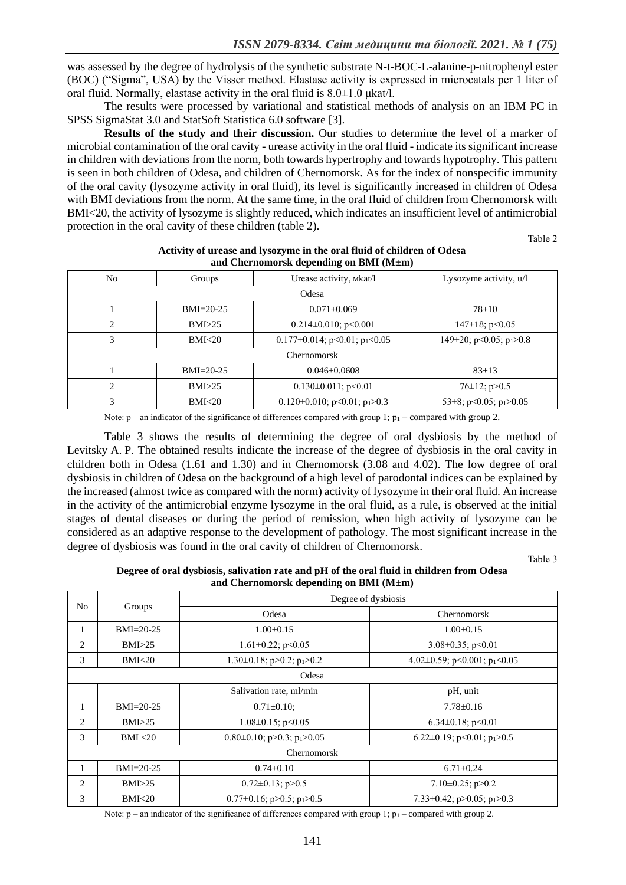was assessed by the degree of hydrolysis of the synthetic substrate N-t-BOC-L-alanine-p-nitrophenyl ester (BOC) ("Sigma", USA) by the Visser method. Elastase activity is expressed in microcatals per 1 liter of oral fluid. Normally, elastase activity in the oral fluid is 8.0±1.0 μkat/l.

The results were processed by variational and statistical methods of analysis on an IBM PC in SPSS SigmaStat 3.0 and StatSoft Statistica 6.0 software [3].

**Results of the study and their discussion.** Our studies to determine the level of a marker of microbial contamination of the oral cavity - urease activity in the oral fluid - indicate its significant increase in children with deviations from the norm, both towards hypertrophy and towards hypotrophy. This pattern is seen in both children of Odesa, and children of Chernomorsk. As for the index of nonspecific immunity of the oral cavity (lysozyme activity in oral fluid), its level is significantly increased in children of Odesa with BMI deviations from the norm. At the same time, in the oral fluid of children from Chernomorsk with BMI<20, the activity of lysozyme is slightly reduced, which indicates an insufficient level of antimicrobial protection in the oral cavity of these children (table 2).

Table 2

**Activity of urease and lysozyme in the oral fluid of children of Odesa and Chernomorsk depending on BMI (M±m)**

| No | Groups | Urease activity, мkat/l | Lysozyme activity, u/l |
|---|---|---|---|
| Odesa | | | |
| 1 | BMI=20-25 | 0.071±0.069 | 78±10 |
| 2 | BMI>25 | 0.214±0.010; $p<0.001$ | 147±18; $p<0.05$ |
| 3 | BMI<20 | 0.177±0.014; $p<0.01$; $p_1<0.05$ | 149±20; $p<0.05$; $p_1>0.8$ |
| Chernomorsk | | | |
| 1 | BMI=20-25 | 0.046±0.0608 | 83±13 |
| 2 | BMI>25 | 0.130±0.011; $p<0.01$ | 76±12; $p>0.5$ |
| 3 | BMI<20 | 0.120±0.010; $p<0.01$; $p_1>0.3$ | 53±8; $p<0.05$; $p_1>0.05$ |

Note: p – an indicator of the significance of differences compared with group 1; $p_1$ – compared with group 2.

Table 3 shows the results of determining the degree of oral dysbiosis by the method of Levitsky A. P. The obtained results indicate the increase of the degree of dysbiosis in the oral cavity in children both in Odesa (1.61 and 1.30) and in Chernomorsk (3.08 and 4.02). The low degree of oral dysbiosis in children of Odesa on the background of a high level of parodontal indices can be explained by the increased (almost twice as compared with the norm) activity of lysozyme in their oral fluid. An increase in the activity of the antimicrobial enzyme lysozyme in the oral fluid, as a rule, is observed at the initial stages of dental diseases or during the period of remission, when high activity of lysozyme can be considered as an adaptive response to the development of pathology. The most significant increase in the degree of dysbiosis was found in the oral cavity of children of Chernomorsk.

Table 3

**Degree of oral dysbiosis, salivation rate and pH of the oral fluid in children from Odesa and Chernomorsk depending on BMI (M±m)**

| No | Groups | Degree of dysbiosis | |
|---|---|---|---|
| | | Odesa | Chernomorsk |
| 1 | BMI=20-25 | 1.00±0.15 | 1.00±0.15 |
| 2 | BMI>25 | 1.61±0.22; $p<0.05$ | 3.08±0.35; $p<0.01$ |
| 3 | BMI<20 | 1.30±0.18; $p>0.2$; $p_1>0.2$ | 4.02±0.59; $p<0.001$; $p_1<0.05$ |
| Odesa | | | |
| | | Salivation rate, ml/min | pH, unit |
| 1 | BMI=20-25 | 0.71±0.10; | 7.78±0.16 |
| 2 | BMI>25 | 1.08±0.15; $p<0.05$ | 6.34±0.18; $p<0.01$ |
| 3 | BMI <20 | 0.80±0.10; $p>0.3$; $p_1>0.05$ | 6.22±0.19; $p<0.01$; $p_1>0.5$ |
| Chernomorsk | | | |
| 1 | BMI=20-25 | 0.74±0.10 | 6.71±0.24 |
| 2 | BMI>25 | 0.72±0.13; $p>0.5$ | 7.10±0.25; $p>0.2$ |
| 3 | BMI<20 | 0.77±0.16; $p>0.5$; $p_1>0.5$ | 7.33±0.42; $p>0.05$; $p_1>0.3$ |

Note: p – an indicator of the significance of differences compared with group 1; $p_1$ – compared with group 2.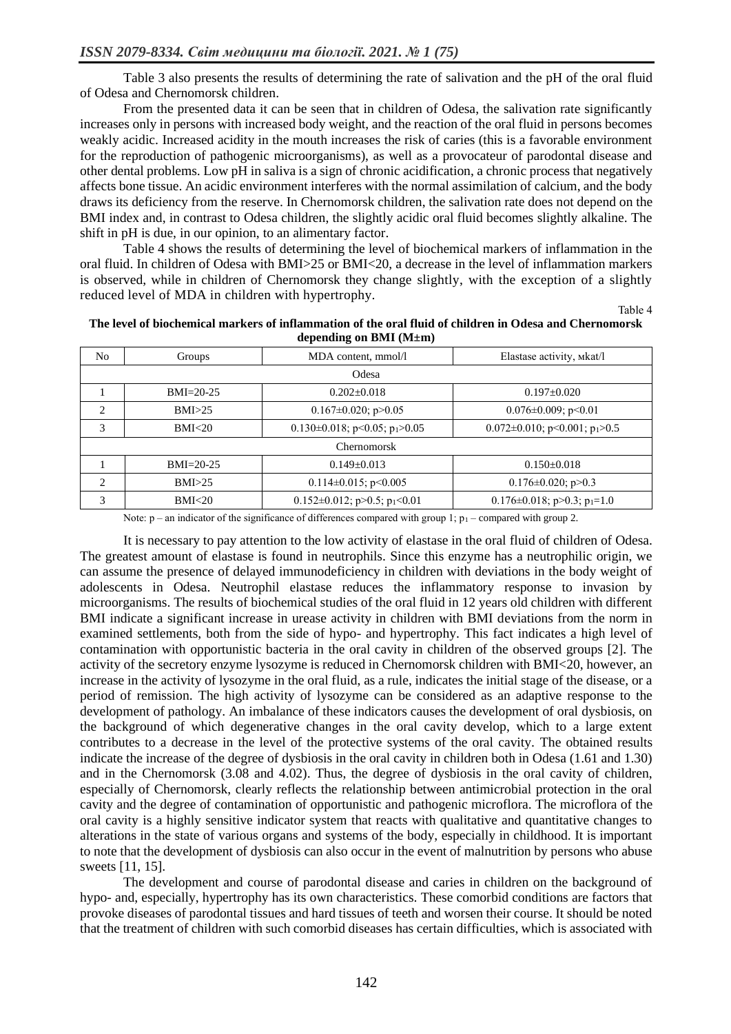Table 3 also presents the results of determining the rate of salivation and the pH of the oral fluid of Odesa and Chernomorsk children.

From the presented data it can be seen that in children of Odesa, the salivation rate significantly increases only in persons with increased body weight, and the reaction of the oral fluid in persons becomes weakly acidic. Increased acidity in the mouth increases the risk of caries (this is a favorable environment for the reproduction of pathogenic microorganisms), as well as a provocateur of parodontal disease and other dental problems. Low pH in saliva is a sign of chronic acidification, a chronic process that negatively affects bone tissue. An acidic environment interferes with the normal assimilation of calcium, and the body draws its deficiency from the reserve. In Chernomorsk children, the salivation rate does not depend on the BMI index and, in contrast to Odesa children, the slightly acidic oral fluid becomes slightly alkaline. The shift in pH is due, in our opinion, to an alimentary factor.

Table 4 shows the results of determining the level of biochemical markers of inflammation in the oral fluid. In children of Odesa with BMI>25 or BMI<20, a decrease in the level of inflammation markers is observed, while in children of Chernomorsk they change slightly, with the exception of a slightly reduced level of MDA in children with hypertrophy.

Table 4

**The level of biochemical markers of inflammation of the oral fluid of children in Odesa and Chernomorsk depending on BMI (M±m)**

| No | Groups | MDA content, mmol/l | Elastase activity, мkat/l |
|---|---|---|---|
| | | Odesa | |
| 1 | BMI=20-25 | 0.202±0.018 | 0.197±0.020 |
| 2 | BMI>25 | 0.167±0.020; $p>0.05$ | 0.076±0.009; $p<0.01$ |
| 3 | BMI<20 | 0.130±0.018; $p<0.05$; $p_1>0.05$ | 0.072±0.010; $p<0.001$; $p_1>0.5$ |
| | | Chernomorsk | |
| 1 | BMI=20-25 | 0.149±0.013 | 0.150±0.018 |
| 2 | BMI>25 | 0.114±0.015; $p<0.005$ | 0.176±0.020; $p>0.3$ |
| 3 | BMI<20 | 0.152±0.012; $p>0.5$; $p_1<0.01$ | 0.176±0.018; $p>0.3$; $p_1=1.0$ |

Note: $p$ – an indicator of the significance of differences compared with group 1; $p_1$ – compared with group 2.

It is necessary to pay attention to the low activity of elastase in the oral fluid of children of Odesa. The greatest amount of elastase is found in neutrophils. Since this enzyme has a neutrophilic origin, we can assume the presence of delayed immunodeficiency in children with deviations in the body weight of adolescents in Odesa. Neutrophil elastase reduces the inflammatory response to invasion by microorganisms. The results of biochemical studies of the oral fluid in 12 years old children with different BMI indicate a significant increase in urease activity in children with BMI deviations from the norm in examined settlements, both from the side of hypo- and hypertrophy. This fact indicates a high level of contamination with opportunistic bacteria in the oral cavity in children of the observed groups [2]. The activity of the secretory enzyme lysozyme is reduced in Chernomorsk children with BMI<20, however, an increase in the activity of lysozyme in the oral fluid, as a rule, indicates the initial stage of the disease, or a period of remission. The high activity of lysozyme can be considered as an adaptive response to the development of pathology. An imbalance of these indicators causes the development of oral dysbiosis, on the background of which degenerative changes in the oral cavity develop, which to a large extent contributes to a decrease in the level of the protective systems of the oral cavity. The obtained results indicate the increase of the degree of dysbiosis in the oral cavity in children both in Odesa (1.61 and 1.30) and in the Chernomorsk (3.08 and 4.02). Thus, the degree of dysbiosis in the oral cavity of children, especially of Chernomorsk, clearly reflects the relationship between antimicrobial protection in the oral cavity and the degree of contamination of opportunistic and pathogenic microflora. The microflora of the oral cavity is a highly sensitive indicator system that reacts with qualitative and quantitative changes to alterations in the state of various organs and systems of the body, especially in childhood. It is important to note that the development of dysbiosis can also occur in the event of malnutrition by persons who abuse sweets [11, 15].

The development and course of parodontal disease and caries in children on the background of hypo- and, especially, hypertrophy has its own characteristics. These comorbid conditions are factors that provoke diseases of parodontal tissues and hard tissues of teeth and worsen their course. It should be noted that the treatment of children with such comorbid diseases has certain difficulties, which is associated with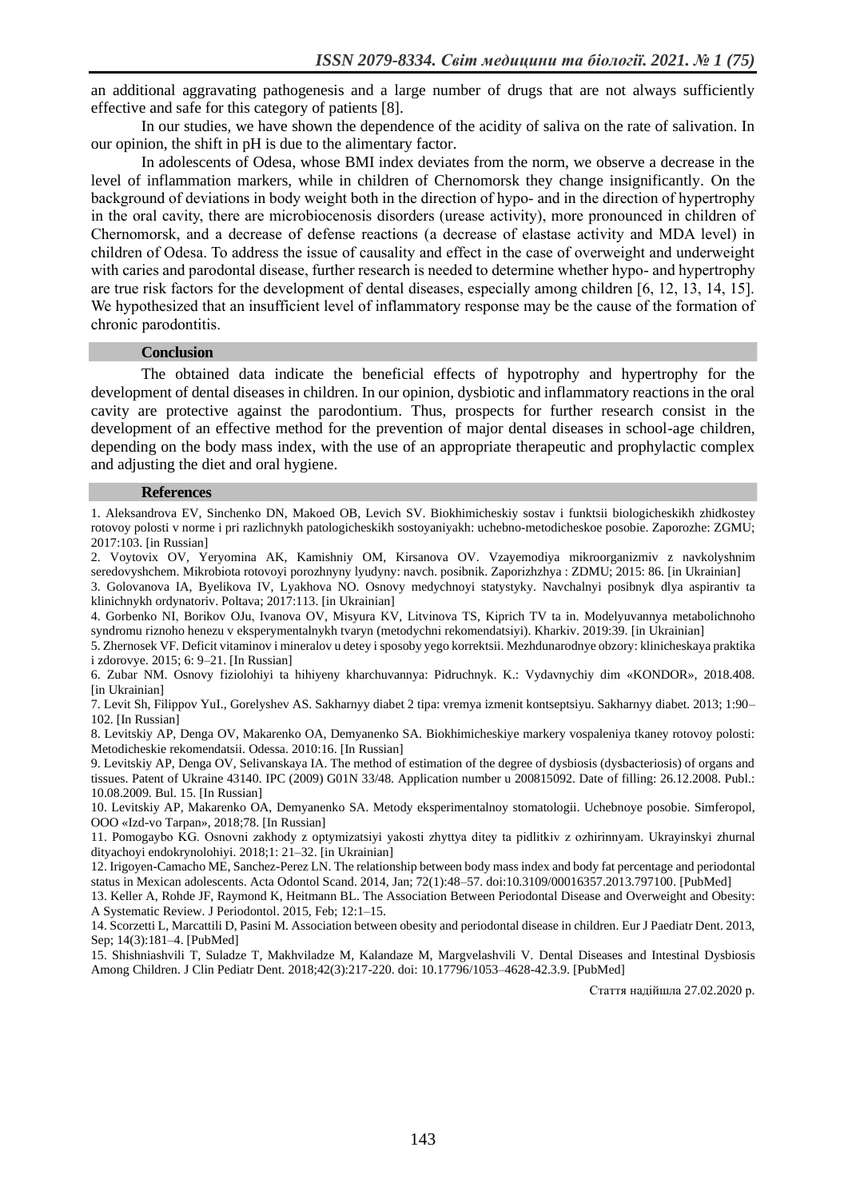an additional aggravating pathogenesis and a large number of drugs that are not always sufficiently effective and safe for this category of patients [8].

In our studies, we have shown the dependence of the acidity of saliva on the rate of salivation. In our opinion, the shift in pH is due to the alimentary factor.

In adolescents of Odesa, whose BMI index deviates from the norm, we observe a decrease in the level of inflammation markers, while in children of Chernomorsk they change insignificantly. On the background of deviations in body weight both in the direction of hypo- and in the direction of hypertrophy in the oral cavity, there are microbiocenosis disorders (urease activity), more pronounced in children of Chernomorsk, and a decrease of defense reactions (a decrease of elastase activity and MDA level) in children of Odesa. To address the issue of causality and effect in the case of overweight and underweight with caries and parodontal disease, further research is needed to determine whether hypo- and hypertrophy are true risk factors for the development of dental diseases, especially among children [6, 12, 13, 14, 15]. We hypothesized that an insufficient level of inflammatory response may be the cause of the formation of chronic parodontitis.

## Conclusion

The obtained data indicate the beneficial effects of hypotrophy and hypertrophy for the development of dental diseases in children. In our opinion, dysbiotic and inflammatory reactions in the oral cavity are protective against the parodontium. Thus, prospects for further research consist in the development of an effective method for the prevention of major dental diseases in school-age children, depending on the body mass index, with the use of an appropriate therapeutic and prophylactic complex and adjusting the diet and oral hygiene.

## References

1. Aleksandrova EV, Sinchenko DN, Makoed OB, Levich SV. Biokhimicheskiy sostav i funktsii biologicheskikh zhidkostey rotovoy polosti v norme i pri razlichnykh patologicheskikh sostoyaniyakh: uchebno-metodicheskoe posobie. Zaporozhe: ZGMU; 2017:103. [in Russian]
2. Voytovix OV, Yeryomina AK, Kamishniy OM, Kirsanova OV. Vzayemodiya mikroorganizmiv z navkolyshnim seredovyshchem. Mikrobiota rotovoyi porozhnyny lyudyny: navch. posibnik. Zaporizhzhya : ZDMU; 2015: 86. [in Ukrainian]
3. Golovanova IA, Byelikova IV, Lyakhova NO. Osnovy medychnoyi statystyky. Navchalnyi posibnyk dlya aspirantiv ta klinichnykh ordynatoriv. Poltava; 2017:113. [in Ukrainian]
4. Gorbenko NI, Borikov OJu, Ivanova OV, Misyura KV, Litvinova TS, Kiprich TV ta in. Modelyuvannya metabolichnoho syndromu riznoho henezu v eksperymentalnykh tvaryn (metodychni rekomendatsiyi). Kharkiv. 2019:39. [in Ukrainian]
5. Zhernosek VF. Deficit vitaminov i mineralov u detey i sposoby yego korrektsii. Mezhdunarodnye obzory: klinicheskaya praktika i zdorovye. 2015; 6: 9–21. [In Russian]
6. Zubar NM. Osnovy fiziolohiyi ta hihiyeny kharchuvannya: Pidruchnyk. K.: Vydavnychiy dim «KONDOR», 2018.408. [in Ukrainian]
7. Levit Sh, Filippov YuI., Gorelyshev AS. Sakharnyy diabet 2 tipa: vremya izmenit kontseptsiyu. Sakharnyy diabet. 2013; 1:90–102. [In Russian]
8. Levitskiy AP, Denga OV, Makarenko OA, Demyanenko SA. Biokhimicheskiye markery vospaleniya tkaney rotovoy polosti: Metodicheskie rekomendatsii. Odessa. 2010:16. [In Russian]
9. Levitskiy AP, Denga OV, Selivanskaya IA. The method of estimation of the degree of dysbiosis (dysbacteriosis) of organs and tissues. Patent of Ukraine 43140. IPC (2009) G01N 33/48. Application number u 200815092. Date of filling: 26.12.2008. Publ.: 10.08.2009. Bul. 15. [In Russian]
10. Levitskiy AP, Makarenko OA, Demyanenko SA. Metody eksperimentalnoy stomatologii. Uchebnoye posobie. Simferopol, OOO «Izd-vo Tarpan», 2018;78. [In Russian]
11. Pomogaybo KG. Osnovni zakhody z optymizatsiyi yakosti zhyttya ditey ta pidlitkiv z ozhirinnyam. Ukrayinskyi zhurnal dityachoyi endokrynolohiyi. 2018;1: 21–32. [in Ukrainian]
12. Irigoyen-Camacho ME, Sanchez-Perez LN. The relationship between body mass index and body fat percentage and periodontal status in Mexican adolescents. Acta Odontol Scand. 2014, Jan; 72(1):48–57. doi:10.3109/00016357.2013.797100. [PubMed]
13. Keller A, Rohde JF, Raymond K, Heitmann BL. The Association Between Periodontal Disease and Overweight and Obesity: A Systematic Review. J Periodontol. 2015, Feb; 12:1–15.
14. Scorzetti L, Marcattili D, Pasini M. Association between obesity and periodontal disease in children. Eur J Paediatr Dent. 2013, Sep; 14(3):181–4. [PubMed]
15. Shishniashvili T, Suladze T, Makhviladze M, Kalandaze M, Margvelashvili V. Dental Diseases and Intestinal Dysbiosis Among Children. J Clin Pediatr Dent. 2018;42(3):217-220. doi: 10.17796/1053–4628-42.3.9. [PubMed]

Стаття надійшла 27.02.2020 р.